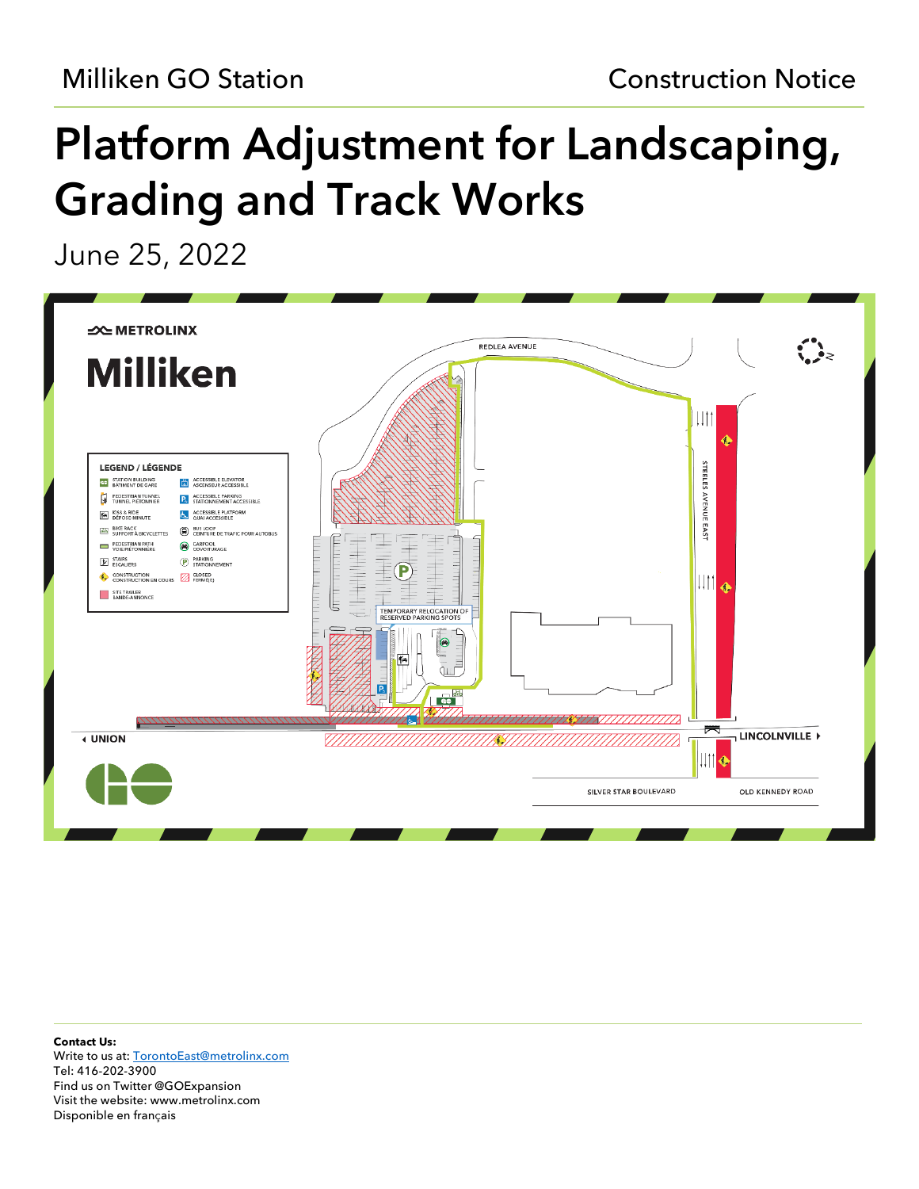Milliken GO Station

Construction Notice

# Platform Adjustment for Landscaping, Grading and Track Works

June 25, 2022

METROLINX

# Milliken

LEGEND / LÉGENDE

- STATION BUILDING / BÂTIMENT DE GARE
- ACCESSIBLE ELEVATOR / ASCENSEUR ACCESSIBLE
- PEDESTRIAN TUNNEL / TUNNEL PIÉTONNIER
- ACCESSIBLE PARKING / STATIONNEMENT ACCESSIBLE
- KISS & RIDE / DÉPOSE-MINUTE
- ACCESSIBLE PLATFORM / QUAI ACCESSIBLE
- BIKE RACK / SUPPORT À BICYCLETTES
- BUS LOOP / CEINTURE DE TRAFIC POUR AUTOBUS
- PEDESTRIAN PATH / VOIE PIÉTONNIÈRE
- CARPOOL / COVOITURAGE
- STAIRS / ESCALIERS
- PARKING / STATIONNEMENT
- CONSTRUCTION / CONSTRUCTION EN COURS
- CLOSED / FERMÉ(E)
- SITE TRAILER / BANDE-ANNONCE

REDLEA AVENUE

STEELES AVENUE EAST

TEMPORARY RELOCATION OF RESERVED PARKING SPOTS

UNION

LINCOLNVILLE

SILVER STAR BOULEVARD

OLD KENNEDY ROAD

**Contact Us:**
Write to us at: TorontoEast@metrolinx.com
Tel: 416-202-3900
Find us on Twitter @GOExpansion
Visit the website: www.metrolinx.com
Disponible en français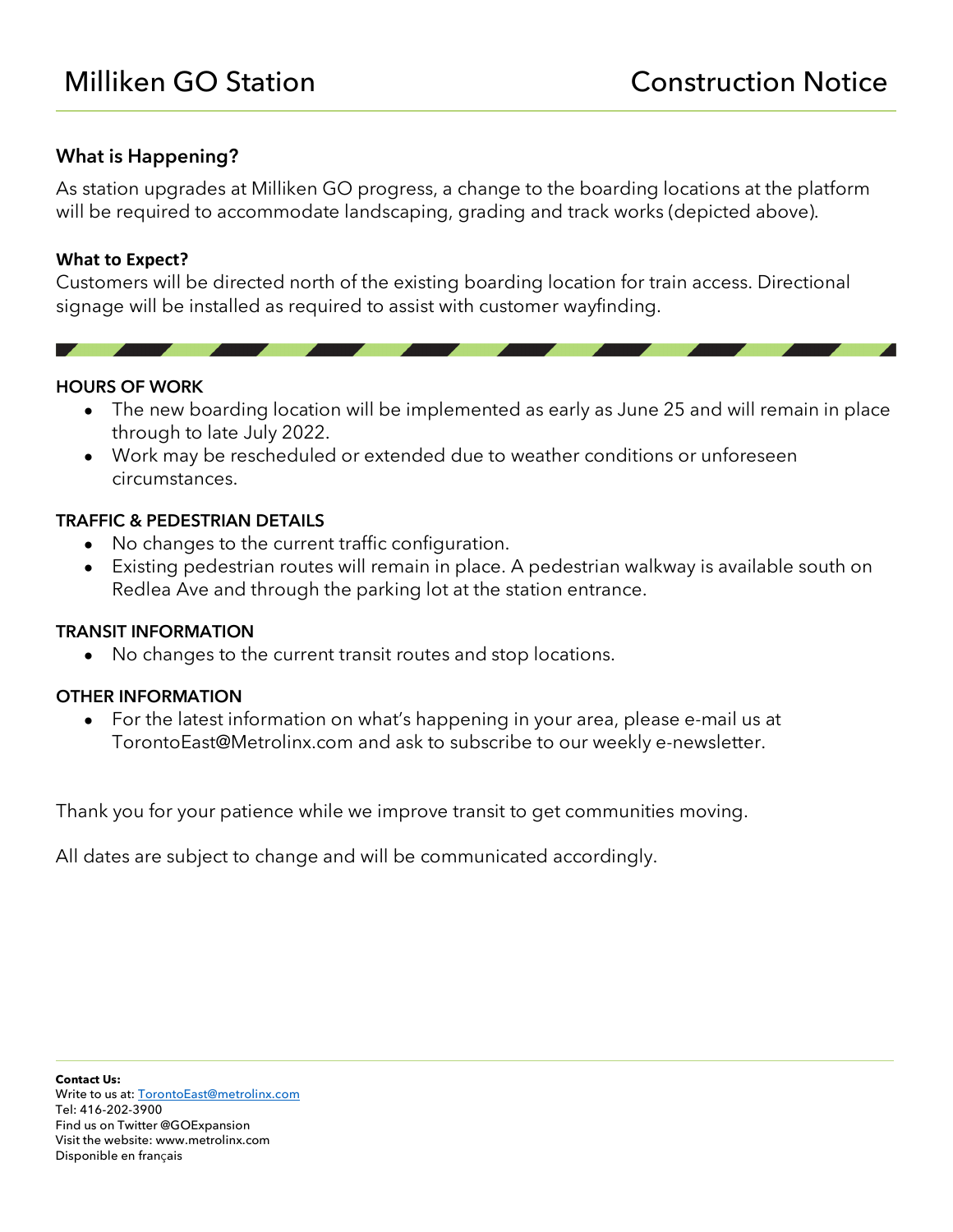# Milliken GO Station — Construction Notice

## What is Happening?

As station upgrades at Milliken GO progress, a change to the boarding locations at the platform will be required to accommodate landscaping, grading and track works (depicted above).

## What to Expect?

Customers will be directed north of the existing boarding location for train access. Directional signage will be installed as required to assist with customer wayfinding.

### HOURS OF WORK

- The new boarding location will be implemented as early as June 25 and will remain in place through to late July 2022.
- Work may be rescheduled or extended due to weather conditions or unforeseen circumstances.

### TRAFFIC & PEDESTRIAN DETAILS

- No changes to the current traffic configuration.
- Existing pedestrian routes will remain in place. A pedestrian walkway is available south on Redlea Ave and through the parking lot at the station entrance.

### TRANSIT INFORMATION

- No changes to the current transit routes and stop locations.

### OTHER INFORMATION

- For the latest information on what's happening in your area, please e-mail us at TorontoEast@Metrolinx.com and ask to subscribe to our weekly e-newsletter.

Thank you for your patience while we improve transit to get communities moving.

All dates are subject to change and will be communicated accordingly.

**Contact Us:**
Write to us at: TorontoEast@metrolinx.com
Tel: 416-202-3900
Find us on Twitter @GOExpansion
Visit the website: www.metrolinx.com
Disponible en français